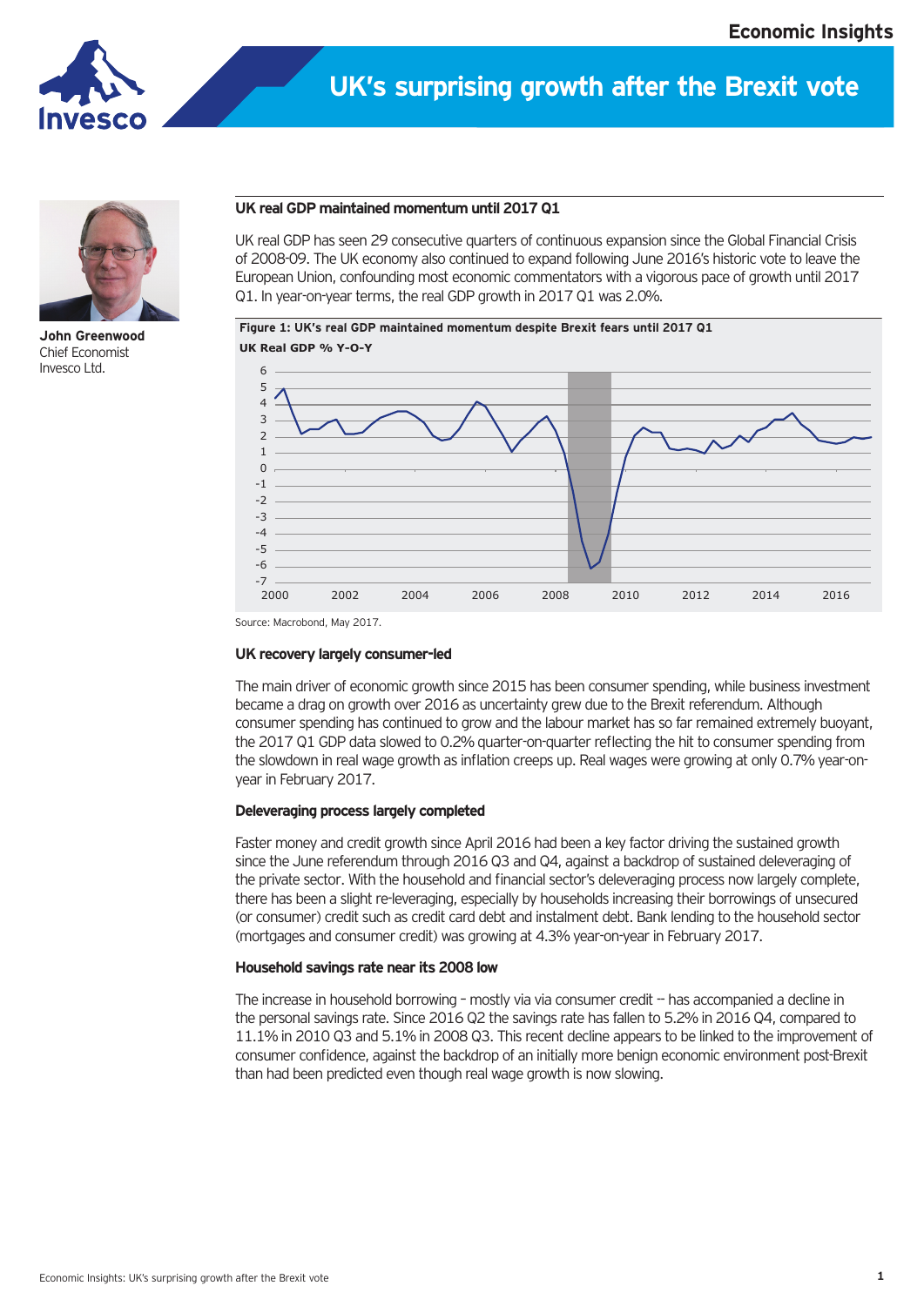# UK's surprising growth after the Brexit vote

**John Greenwood**
Chief Economist
Invesco Ltd.

## UK real GDP maintained momentum until 2017 Q1

UK real GDP has seen 29 consecutive quarters of continuous expansion since the Global Financial Crisis of 2008-09. The UK economy also continued to expand following June 2016's historic vote to leave the European Union, confounding most economic commentators with a vigorous pace of growth until 2017 Q1. In year-on-year terms, the real GDP growth in 2017 Q1 was 2.0%.

**Figure 1: UK's real GDP maintained momentum despite Brexit fears until 2017 Q1**

**UK Real GDP % Y-O-Y**

Source: Macrobond, May 2017.

### UK recovery largely consumer-led

The main driver of economic growth since 2015 has been consumer spending, while business investment became a drag on growth over 2016 as uncertainty grew due to the Brexit referendum. Although consumer spending has continued to grow and the labour market has so far remained extremely buoyant, the 2017 Q1 GDP data slowed to 0.2% quarter-on-quarter reflecting the hit to consumer spending from the slowdown in real wage growth as inflation creeps up. Real wages were growing at only 0.7% year-on-year in February 2017.

### Deleveraging process largely completed

Faster money and credit growth since April 2016 had been a key factor driving the sustained growth since the June referendum through 2016 Q3 and Q4, against a backdrop of sustained deleveraging of the private sector. With the household and financial sector's deleveraging process now largely complete, there has been a slight re-leveraging, especially by households increasing their borrowings of unsecured (or consumer) credit such as credit card debt and instalment debt. Bank lending to the household sector (mortgages and consumer credit) was growing at 4.3% year-on-year in February 2017.

### Household savings rate near its 2008 low

The increase in household borrowing – mostly via via consumer credit -- has accompanied a decline in the personal savings rate. Since 2016 Q2 the savings rate has fallen to 5.2% in 2016 Q4, compared to 11.1% in 2010 Q3 and 5.1% in 2008 Q3. This recent decline appears to be linked to the improvement of consumer confidence, against the backdrop of an initially more benign economic environment post-Brexit than had been predicted even though real wage growth is now slowing.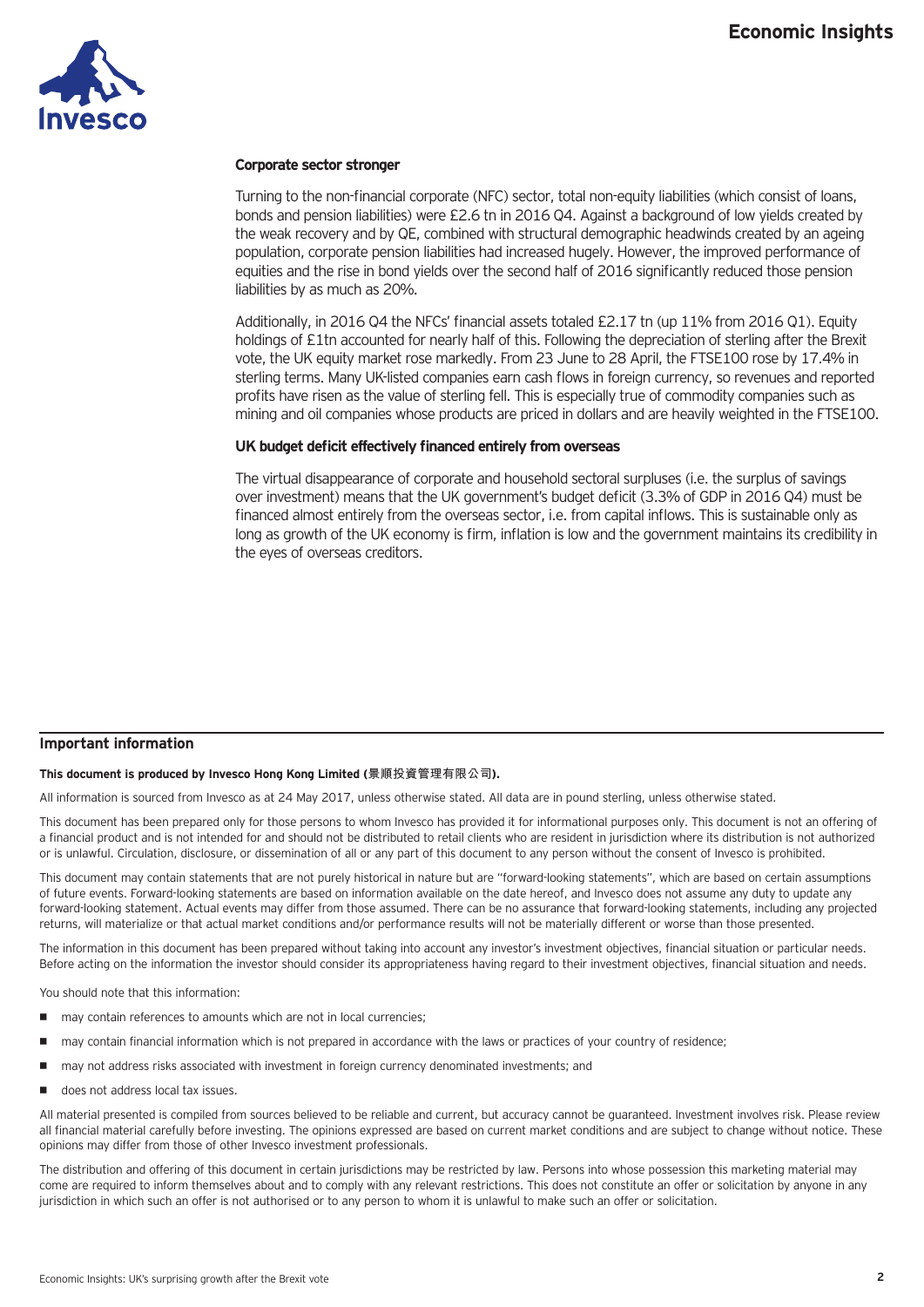### Corporate sector stronger

Turning to the non-financial corporate (NFC) sector, total non-equity liabilities (which consist of loans, bonds and pension liabilities) were £2.6 tn in 2016 Q4. Against a background of low yields created by the weak recovery and by QE, combined with structural demographic headwinds created by an ageing population, corporate pension liabilities had increased hugely. However, the improved performance of equities and the rise in bond yields over the second half of 2016 significantly reduced those pension liabilities by as much as 20%.

Additionally, in 2016 Q4 the NFCs' financial assets totaled £2.17 tn (up 11% from 2016 Q1). Equity holdings of £1tn accounted for nearly half of this. Following the depreciation of sterling after the Brexit vote, the UK equity market rose markedly. From 23 June to 28 April, the FTSE100 rose by 17.4% in sterling terms. Many UK-listed companies earn cash flows in foreign currency, so revenues and reported profits have risen as the value of sterling fell. This is especially true of commodity companies such as mining and oil companies whose products are priced in dollars and are heavily weighted in the FTSE100.

### UK budget deficit effectively financed entirely from overseas

The virtual disappearance of corporate and household sectoral surpluses (i.e. the surplus of savings over investment) means that the UK government's budget deficit (3.3% of GDP in 2016 Q4) must be financed almost entirely from the overseas sector, i.e. from capital inflows. This is sustainable only as long as growth of the UK economy is firm, inflation is low and the government maintains its credibility in the eyes of overseas creditors.

## Important information

**This document is produced by Invesco Hong Kong Limited (景順投資管理有限公司).**

All information is sourced from Invesco as at 24 May 2017, unless otherwise stated. All data are in pound sterling, unless otherwise stated.

This document has been prepared only for those persons to whom Invesco has provided it for informational purposes only. This document is not an offering of a financial product and is not intended for and should not be distributed to retail clients who are resident in jurisdiction where its distribution is not authorized or is unlawful. Circulation, disclosure, or dissemination of all or any part of this document to any person without the consent of Invesco is prohibited.

This document may contain statements that are not purely historical in nature but are "forward-looking statements", which are based on certain assumptions of future events. Forward-looking statements are based on information available on the date hereof, and Invesco does not assume any duty to update any forward-looking statement. Actual events may differ from those assumed. There can be no assurance that forward-looking statements, including any projected returns, will materialize or that actual market conditions and/or performance results will not be materially different or worse than those presented.

The information in this document has been prepared without taking into account any investor's investment objectives, financial situation or particular needs. Before acting on the information the investor should consider its appropriateness having regard to their investment objectives, financial situation and needs.

You should note that this information:

- may contain references to amounts which are not in local currencies;
- may contain financial information which is not prepared in accordance with the laws or practices of your country of residence;
- may not address risks associated with investment in foreign currency denominated investments; and
- does not address local tax issues.

All material presented is compiled from sources believed to be reliable and current, but accuracy cannot be guaranteed. Investment involves risk. Please review all financial material carefully before investing. The opinions expressed are based on current market conditions and are subject to change without notice. These opinions may differ from those of other Invesco investment professionals.

The distribution and offering of this document in certain jurisdictions may be restricted by law. Persons into whose possession this marketing material may come are required to inform themselves about and to comply with any relevant restrictions. This does not constitute an offer or solicitation by anyone in any jurisdiction in which such an offer is not authorised or to any person to whom it is unlawful to make such an offer or solicitation.